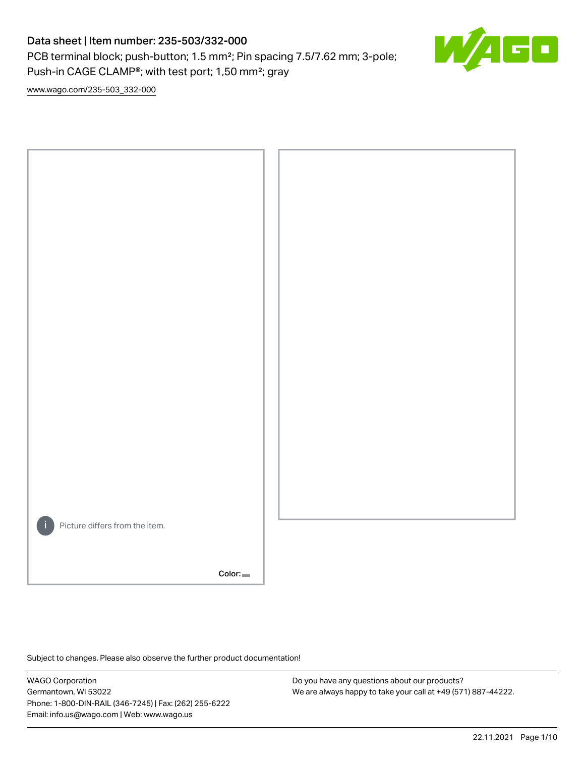# Data sheet | Item number: 235-503/332-000

PCB terminal block; push-button; 1.5 mm²; Pin spacing 7.5/7.62 mm; 3-pole; Push-in CAGE CLAMP®; with test port; 1,50 mm²; gray

www.wago.com/235-503_332-000

Picture differs from the item.

Color:

Subject to changes. Please also observe the further product documentation!

WAGO Corporation
Germantown, WI 53022
Phone: 1-800-DIN-RAIL (346-7245) | Fax: (262) 255-6222
Email: info.us@wago.com | Web: www.wago.us

Do you have any questions about our products?
We are always happy to take your call at +49 (571) 887-44222.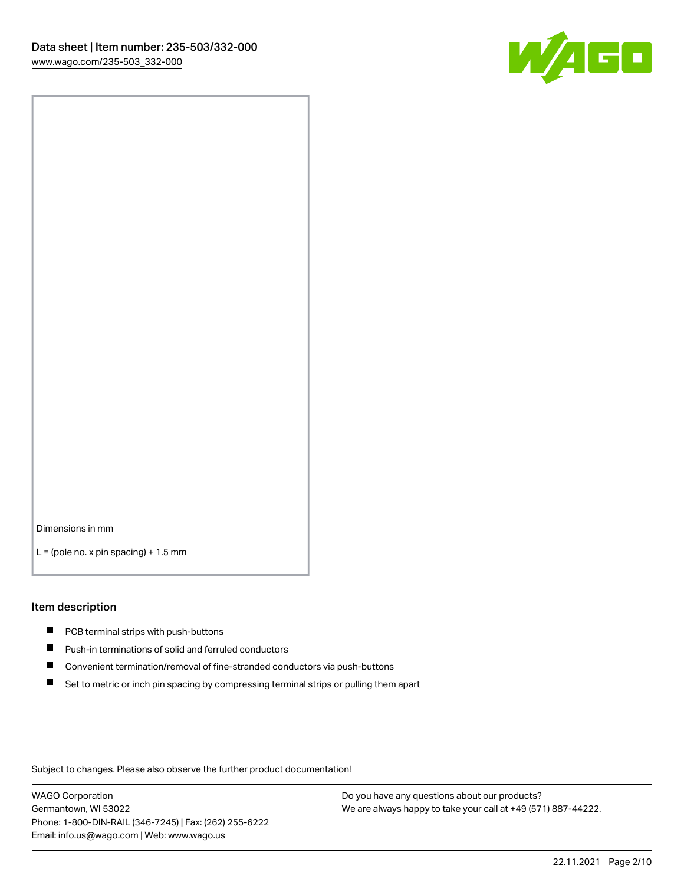Dimensions in mm

L = (pole no. x pin spacing) + 1.5 mm

## Item description

- PCB terminal strips with push-buttons
- Push-in terminations of solid and ferruled conductors
- Convenient termination/removal of fine-stranded conductors via push-buttons
- Set to metric or inch pin spacing by compressing terminal strips or pulling them apart

Subject to changes. Please also observe the further product documentation!

WAGO Corporation
Germantown, WI 53022
Phone: 1-800-DIN-RAIL (346-7245) | Fax: (262) 255-6222
Email: info.us@wago.com | Web: www.wago.us

Do you have any questions about our products?
We are always happy to take your call at +49 (571) 887-44222.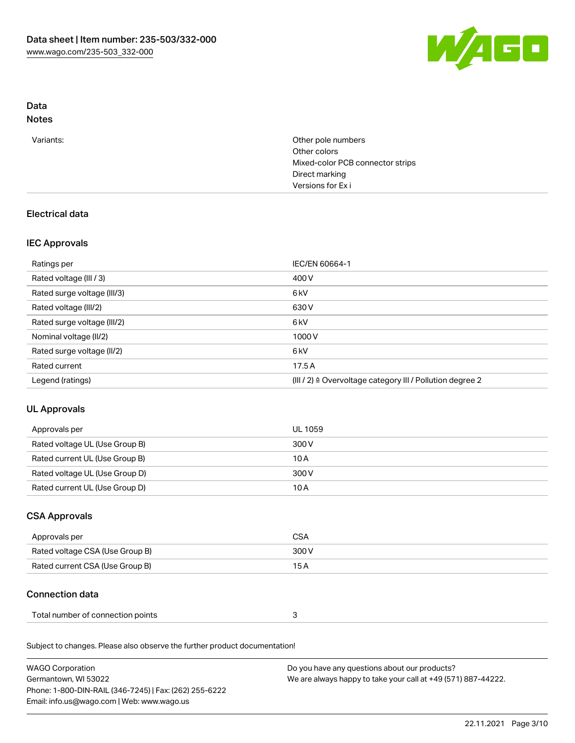## Data
### Notes

| | |
|---|---|
| Variants: | Other pole numbers<br>Other colors<br>Mixed-color PCB connector strips<br>Direct marking<br>Versions for Ex i |

### Electrical data

#### IEC Approvals

| | |
|---|---|
| Ratings per | IEC/EN 60664-1 |
| Rated voltage (III / 3) | 400 V |
| Rated surge voltage (III/3) | 6 kV |
| Rated voltage (III/2) | 630 V |
| Rated surge voltage (III/2) | 6 kV |
| Nominal voltage (II/2) | 1000 V |
| Rated surge voltage (II/2) | 6 kV |
| Rated current | 17.5 A |
| Legend (ratings) | (III / 2) ≙ Overvoltage category III / Pollution degree 2 |

#### UL Approvals

| | |
|---|---|
| Approvals per | UL 1059 |
| Rated voltage UL (Use Group B) | 300 V |
| Rated current UL (Use Group B) | 10 A |
| Rated voltage UL (Use Group D) | 300 V |
| Rated current UL (Use Group D) | 10 A |

#### CSA Approvals

| | |
|---|---|
| Approvals per | CSA |
| Rated voltage CSA (Use Group B) | 300 V |
| Rated current CSA (Use Group B) | 15 A |

### Connection data

| | |
|---|---|
| Total number of connection points | 3 |

Subject to changes. Please also observe the further product documentation!

WAGO Corporation
Germantown, WI 53022
Phone: 1-800-DIN-RAIL (346-7245) | Fax: (262) 255-6222
Email: info.us@wago.com | Web: www.wago.us

Do you have any questions about our products?
We are always happy to take your call at +49 (571) 887-44222.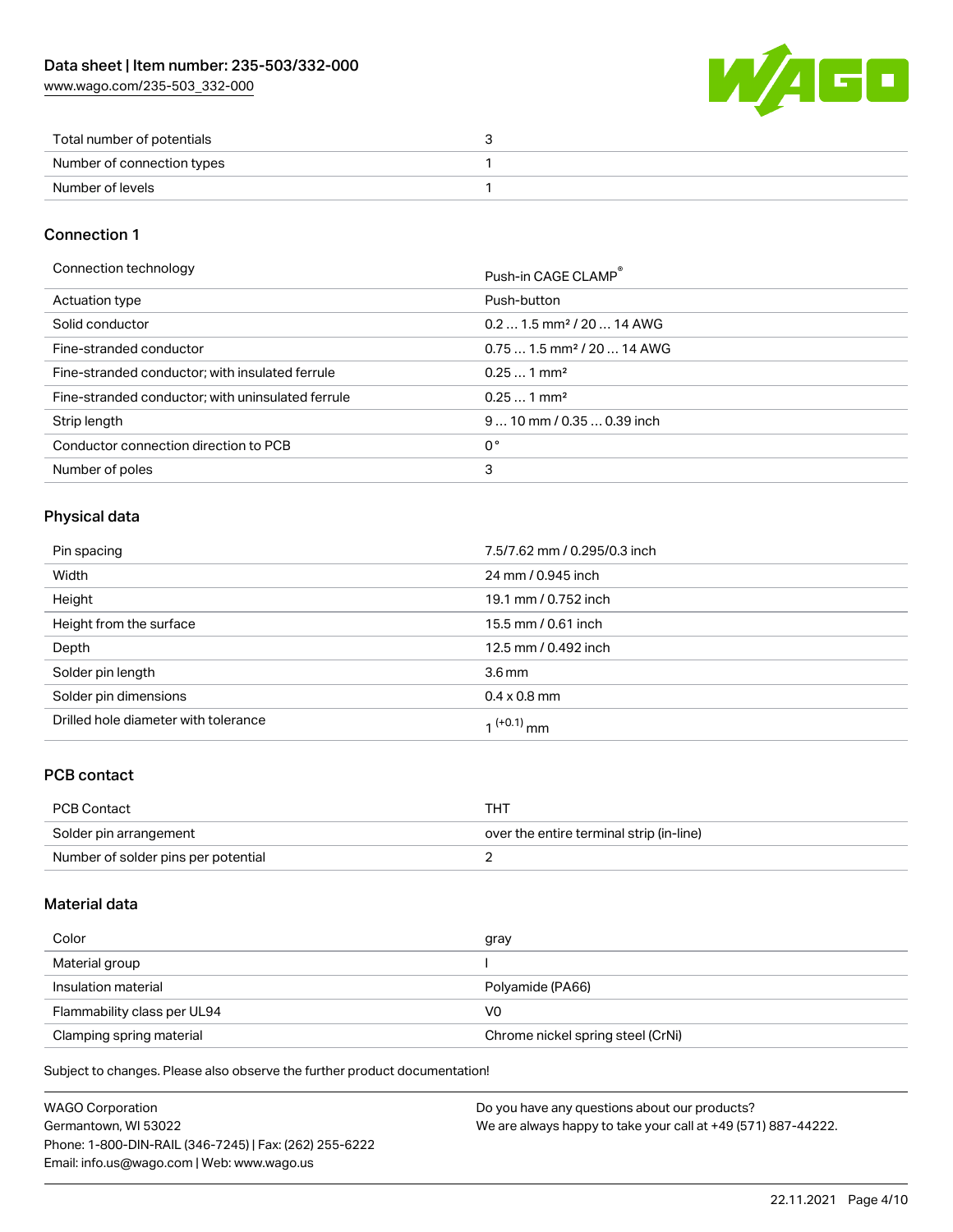| Total number of potentials | 3 |
| --- | --- |
| Number of connection types | 1 |
| Number of levels | 1 |

## Connection 1

| Connection technology | Push-in CAGE CLAMP® |
| --- | --- |
| Actuation type | Push-button |
| Solid conductor | 0.2 … 1.5 mm² / 20 … 14 AWG |
| Fine-stranded conductor | 0.75 … 1.5 mm² / 20 … 14 AWG |
| Fine-stranded conductor; with insulated ferrule | 0.25 … 1 mm² |
| Fine-stranded conductor; with uninsulated ferrule | 0.25 … 1 mm² |
| Strip length | 9 … 10 mm / 0.35 … 0.39 inch |
| Conductor connection direction to PCB | 0 ° |
| Number of poles | 3 |

## Physical data

| Pin spacing | 7.5/7.62 mm / 0.295/0.3 inch |
| --- | --- |
| Width | 24 mm / 0.945 inch |
| Height | 19.1 mm / 0.752 inch |
| Height from the surface | 15.5 mm / 0.61 inch |
| Depth | 12.5 mm / 0.492 inch |
| Solder pin length | 3.6 mm |
| Solder pin dimensions | 0.4 x 0.8 mm |
| Drilled hole diameter with tolerance | $1^{(+0.1)}$ mm |

## PCB contact

| PCB Contact | THT |
| --- | --- |
| Solder pin arrangement | over the entire terminal strip (in-line) |
| Number of solder pins per potential | 2 |

## Material data

| Color | gray |
| --- | --- |
| Material group | I |
| Insulation material | Polyamide (PA66) |
| Flammability class per UL94 | V0 |
| Clamping spring material | Chrome nickel spring steel (CrNi) |

Subject to changes. Please also observe the further product documentation!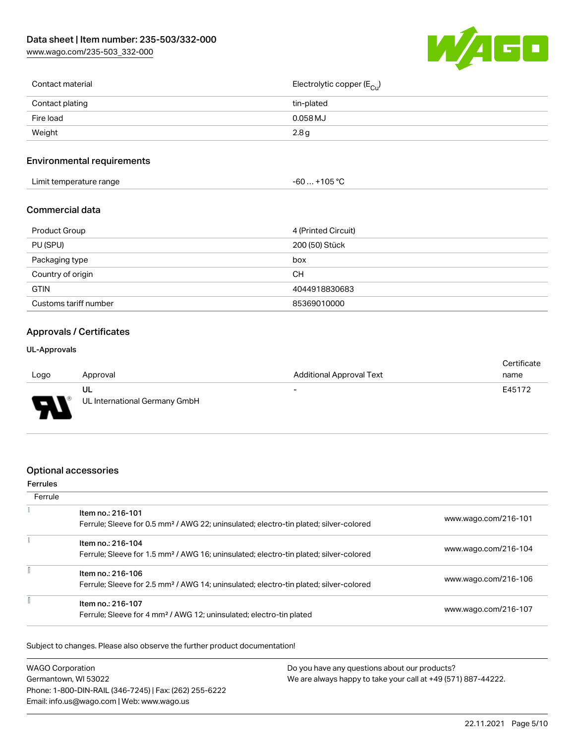| Contact material | Electrolytic copper ($E_{Cu}$) |
| --- | --- |
| Contact plating | tin-plated |
| Fire load | 0.058 MJ |
| Weight | 2.8 g |

## Environmental requirements

| Limit temperature range | -60 … +105 °C |
| --- | --- |

## Commercial data

| Product Group | 4 (Printed Circuit) |
| --- | --- |
| PU (SPU) | 200 (50) Stück |
| Packaging type | box |
| Country of origin | CH |
| GTIN | 4044918830683 |
| Customs tariff number | 85369010000 |

## Approvals / Certificates

### UL-Approvals

| Logo | Approval | Additional Approval Text | Certificate name |
| --- | --- | --- | --- |
| | UL<br>UL International Germany GmbH | - | E45172 |

## Optional accessories

### Ferrules

| Ferrule | | |
| --- | --- | --- |
| | Item no.: 216-101<br>Ferrule; Sleeve for 0.5 mm² / AWG 22; uninsulated; electro-tin plated; silver-colored | www.wago.com/216-101 |
| | Item no.: 216-104<br>Ferrule; Sleeve for 1.5 mm² / AWG 16; uninsulated; electro-tin plated; silver-colored | www.wago.com/216-104 |
| | Item no.: 216-106<br>Ferrule; Sleeve for 2.5 mm² / AWG 14; uninsulated; electro-tin plated; silver-colored | www.wago.com/216-106 |
| | Item no.: 216-107<br>Ferrule; Sleeve for 4 mm² / AWG 12; uninsulated; electro-tin plated | www.wago.com/216-107 |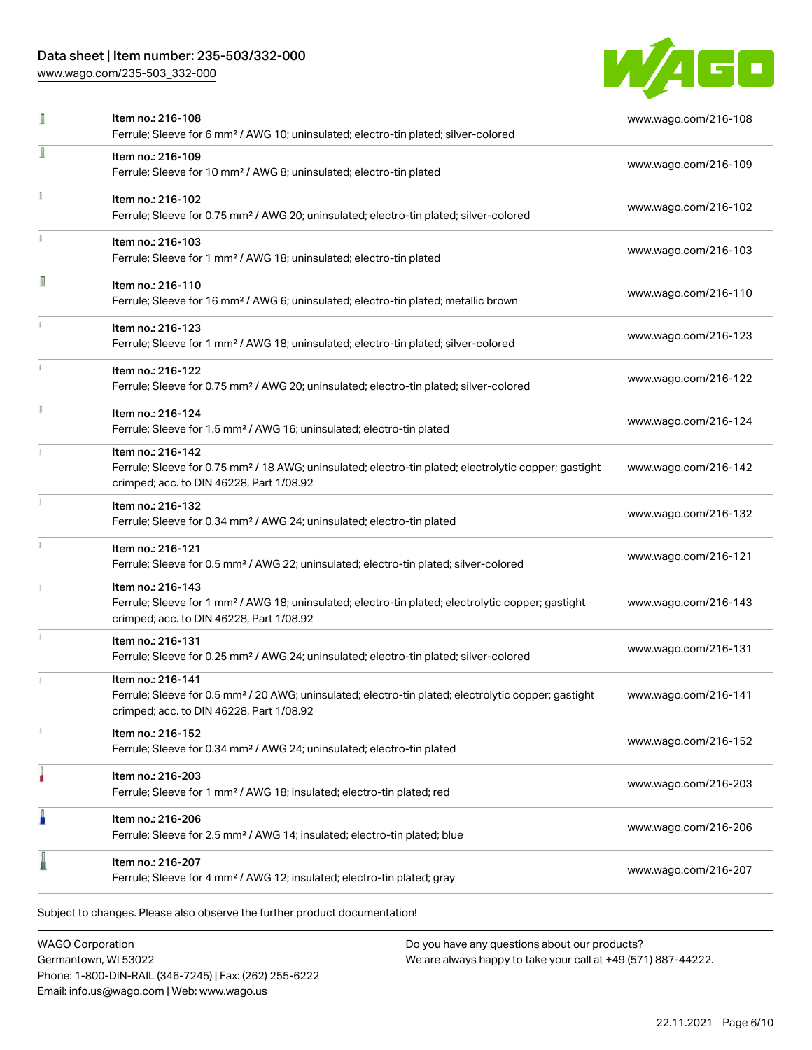| Item | Link |
| --- | --- |
| Item no.: 216-108<br>Ferrule; Sleeve for 6 mm² / AWG 10; uninsulated; electro-tin plated; silver-colored | www.wago.com/216-108 |
| Item no.: 216-109<br>Ferrule; Sleeve for 10 mm² / AWG 8; uninsulated; electro-tin plated | www.wago.com/216-109 |
| Item no.: 216-102<br>Ferrule; Sleeve for 0.75 mm² / AWG 20; uninsulated; electro-tin plated; silver-colored | www.wago.com/216-102 |
| Item no.: 216-103<br>Ferrule; Sleeve for 1 mm² / AWG 18; uninsulated; electro-tin plated | www.wago.com/216-103 |
| Item no.: 216-110<br>Ferrule; Sleeve for 16 mm² / AWG 6; uninsulated; electro-tin plated; metallic brown | www.wago.com/216-110 |
| Item no.: 216-123<br>Ferrule; Sleeve for 1 mm² / AWG 18; uninsulated; electro-tin plated; silver-colored | www.wago.com/216-123 |
| Item no.: 216-122<br>Ferrule; Sleeve for 0.75 mm² / AWG 20; uninsulated; electro-tin plated; silver-colored | www.wago.com/216-122 |
| Item no.: 216-124<br>Ferrule; Sleeve for 1.5 mm² / AWG 16; uninsulated; electro-tin plated | www.wago.com/216-124 |
| Item no.: 216-142<br>Ferrule; Sleeve for 0.75 mm² / 18 AWG; uninsulated; electro-tin plated; electrolytic copper; gastight crimped; acc. to DIN 46228, Part 1/08.92 | www.wago.com/216-142 |
| Item no.: 216-132<br>Ferrule; Sleeve for 0.34 mm² / AWG 24; uninsulated; electro-tin plated | www.wago.com/216-132 |
| Item no.: 216-121<br>Ferrule; Sleeve for 0.5 mm² / AWG 22; uninsulated; electro-tin plated; silver-colored | www.wago.com/216-121 |
| Item no.: 216-143<br>Ferrule; Sleeve for 1 mm² / AWG 18; uninsulated; electro-tin plated; electrolytic copper; gastight crimped; acc. to DIN 46228, Part 1/08.92 | www.wago.com/216-143 |
| Item no.: 216-131<br>Ferrule; Sleeve for 0.25 mm² / AWG 24; uninsulated; electro-tin plated; silver-colored | www.wago.com/216-131 |
| Item no.: 216-141<br>Ferrule; Sleeve for 0.5 mm² / 20 AWG; uninsulated; electro-tin plated; electrolytic copper; gastight crimped; acc. to DIN 46228, Part 1/08.92 | www.wago.com/216-141 |
| Item no.: 216-152<br>Ferrule; Sleeve for 0.34 mm² / AWG 24; uninsulated; electro-tin plated | www.wago.com/216-152 |
| Item no.: 216-203<br>Ferrule; Sleeve for 1 mm² / AWG 18; insulated; electro-tin plated; red | www.wago.com/216-203 |
| Item no.: 216-206<br>Ferrule; Sleeve for 2.5 mm² / AWG 14; insulated; electro-tin plated; blue | www.wago.com/216-206 |
| Item no.: 216-207<br>Ferrule; Sleeve for 4 mm² / AWG 12; insulated; electro-tin plated; gray | www.wago.com/216-207 |

Subject to changes. Please also observe the further product documentation!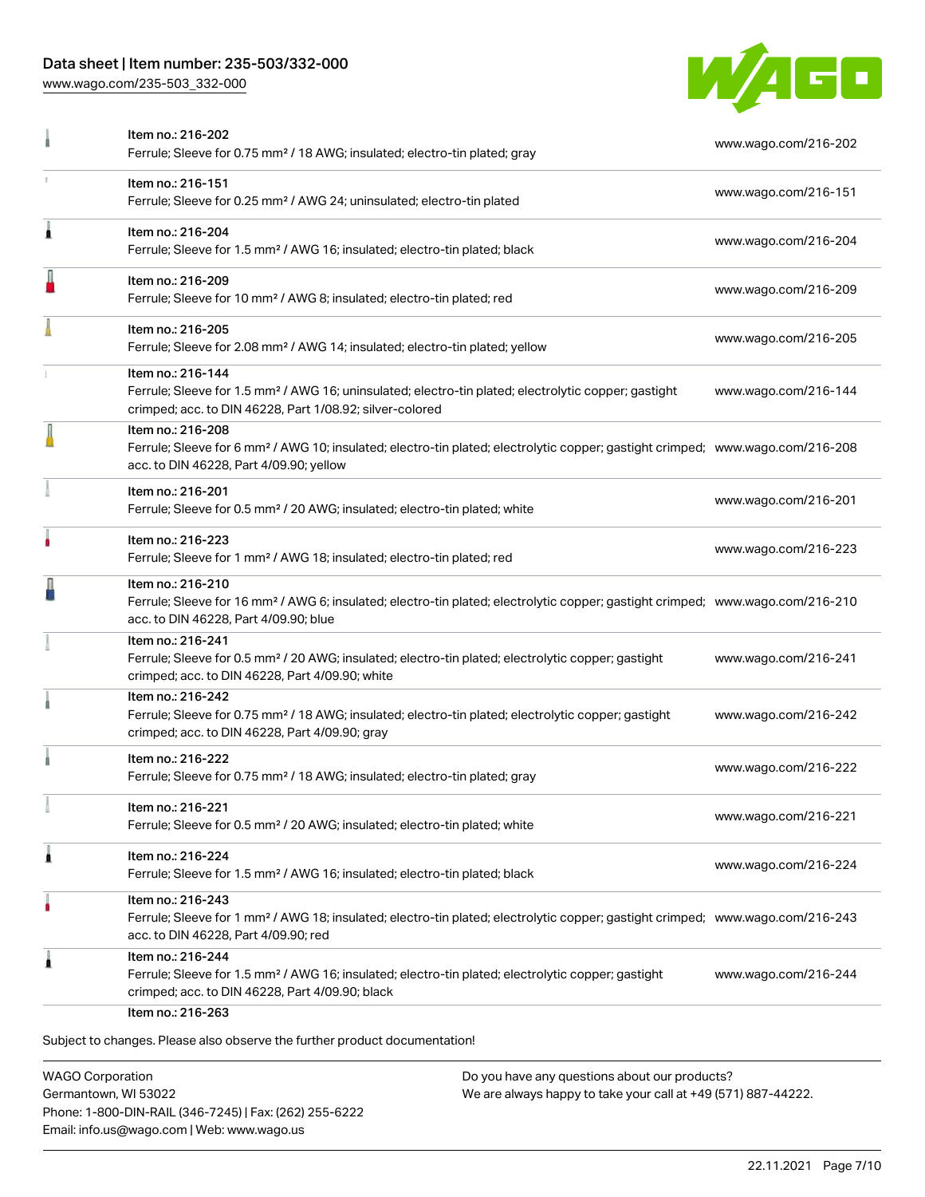| Item | URL |
| --- | --- |
| Item no.: 216-202<br>Ferrule; Sleeve for 0.75 mm² / 18 AWG; insulated; electro-tin plated; gray | www.wago.com/216-202 |
| Item no.: 216-151<br>Ferrule; Sleeve for 0.25 mm² / AWG 24; uninsulated; electro-tin plated | www.wago.com/216-151 |
| Item no.: 216-204<br>Ferrule; Sleeve for 1.5 mm² / AWG 16; insulated; electro-tin plated; black | www.wago.com/216-204 |
| Item no.: 216-209<br>Ferrule; Sleeve for 10 mm² / AWG 8; insulated; electro-tin plated; red | www.wago.com/216-209 |
| Item no.: 216-205<br>Ferrule; Sleeve for 2.08 mm² / AWG 14; insulated; electro-tin plated; yellow | www.wago.com/216-205 |
| Item no.: 216-144<br>Ferrule; Sleeve for 1.5 mm² / AWG 16; uninsulated; electro-tin plated; electrolytic copper; gastight crimped; acc. to DIN 46228, Part 1/08.92; silver-colored | www.wago.com/216-144 |
| Item no.: 216-208<br>Ferrule; Sleeve for 6 mm² / AWG 10; insulated; electro-tin plated; electrolytic copper; gastight crimped; acc. to DIN 46228, Part 4/09.90; yellow | www.wago.com/216-208 |
| Item no.: 216-201<br>Ferrule; Sleeve for 0.5 mm² / 20 AWG; insulated; electro-tin plated; white | www.wago.com/216-201 |
| Item no.: 216-223<br>Ferrule; Sleeve for 1 mm² / AWG 18; insulated; electro-tin plated; red | www.wago.com/216-223 |
| Item no.: 216-210<br>Ferrule; Sleeve for 16 mm² / AWG 6; insulated; electro-tin plated; electrolytic copper; gastight crimped; acc. to DIN 46228, Part 4/09.90; blue | www.wago.com/216-210 |
| Item no.: 216-241<br>Ferrule; Sleeve for 0.5 mm² / 20 AWG; insulated; electro-tin plated; electrolytic copper; gastight crimped; acc. to DIN 46228, Part 4/09.90; white | www.wago.com/216-241 |
| Item no.: 216-242<br>Ferrule; Sleeve for 0.75 mm² / 18 AWG; insulated; electro-tin plated; electrolytic copper; gastight crimped; acc. to DIN 46228, Part 4/09.90; gray | www.wago.com/216-242 |
| Item no.: 216-222<br>Ferrule; Sleeve for 0.75 mm² / 18 AWG; insulated; electro-tin plated; gray | www.wago.com/216-222 |
| Item no.: 216-221<br>Ferrule; Sleeve for 0.5 mm² / 20 AWG; insulated; electro-tin plated; white | www.wago.com/216-221 |
| Item no.: 216-224<br>Ferrule; Sleeve for 1.5 mm² / AWG 16; insulated; electro-tin plated; black | www.wago.com/216-224 |
| Item no.: 216-243<br>Ferrule; Sleeve for 1 mm² / AWG 18; insulated; electro-tin plated; electrolytic copper; gastight crimped; acc. to DIN 46228, Part 4/09.90; red | www.wago.com/216-243 |
| Item no.: 216-244<br>Ferrule; Sleeve for 1.5 mm² / AWG 16; insulated; electro-tin plated; electrolytic copper; gastight crimped; acc. to DIN 46228, Part 4/09.90; black | www.wago.com/216-244 |
| Item no.: 216-263 | |

Subject to changes. Please also observe the further product documentation!

WAGO Corporation
Germantown, WI 53022
Phone: 1-800-DIN-RAIL (346-7245) | Fax: (262) 255-6222
Email: info.us@wago.com | Web: www.wago.us

Do you have any questions about our products?
We are always happy to take your call at +49 (571) 887-44222.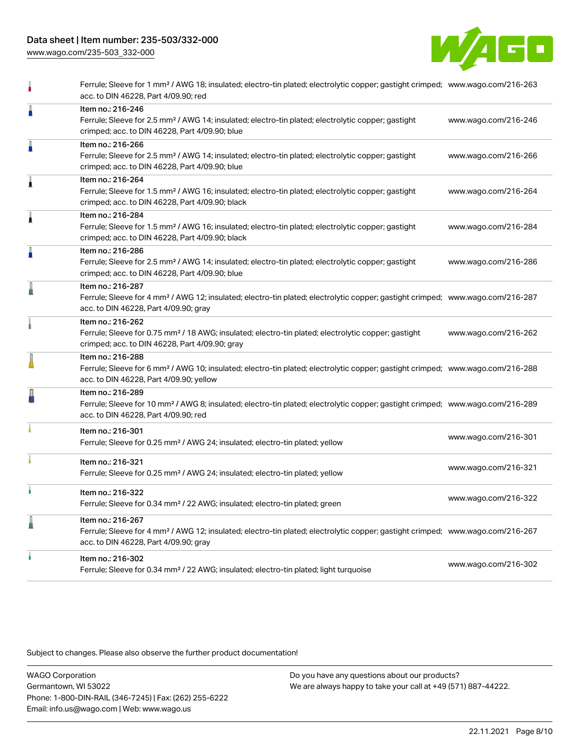| Item | Description | Link |
| --- | --- | --- |
| | Ferrule; Sleeve for 1 mm² / AWG 18; insulated; electro-tin plated; electrolytic copper; gastight crimped; acc. to DIN 46228, Part 4/09.90; red | www.wago.com/216-263 |
| Item no.: 216-246 | Ferrule; Sleeve for 2.5 mm² / AWG 14; insulated; electro-tin plated; electrolytic copper; gastight crimped; acc. to DIN 46228, Part 4/09.90; blue | www.wago.com/216-246 |
| Item no.: 216-266 | Ferrule; Sleeve for 2.5 mm² / AWG 14; insulated; electro-tin plated; electrolytic copper; gastight crimped; acc. to DIN 46228, Part 4/09.90; blue | www.wago.com/216-266 |
| Item no.: 216-264 | Ferrule; Sleeve for 1.5 mm² / AWG 16; insulated; electro-tin plated; electrolytic copper; gastight crimped; acc. to DIN 46228, Part 4/09.90; black | www.wago.com/216-264 |
| Item no.: 216-284 | Ferrule; Sleeve for 1.5 mm² / AWG 16; insulated; electro-tin plated; electrolytic copper; gastight crimped; acc. to DIN 46228, Part 4/09.90; black | www.wago.com/216-284 |
| Item no.: 216-286 | Ferrule; Sleeve for 2.5 mm² / AWG 14; insulated; electro-tin plated; electrolytic copper; gastight crimped; acc. to DIN 46228, Part 4/09.90; blue | www.wago.com/216-286 |
| Item no.: 216-287 | Ferrule; Sleeve for 4 mm² / AWG 12; insulated; electro-tin plated; electrolytic copper; gastight crimped; acc. to DIN 46228, Part 4/09.90; gray | www.wago.com/216-287 |
| Item no.: 216-262 | Ferrule; Sleeve for 0.75 mm² / 18 AWG; insulated; electro-tin plated; electrolytic copper; gastight crimped; acc. to DIN 46228, Part 4/09.90; gray | www.wago.com/216-262 |
| Item no.: 216-288 | Ferrule; Sleeve for 6 mm² / AWG 10; insulated; electro-tin plated; electrolytic copper; gastight crimped; acc. to DIN 46228, Part 4/09.90; yellow | www.wago.com/216-288 |
| Item no.: 216-289 | Ferrule; Sleeve for 10 mm² / AWG 8; insulated; electro-tin plated; electrolytic copper; gastight crimped; acc. to DIN 46228, Part 4/09.90; red | www.wago.com/216-289 |
| Item no.: 216-301 | Ferrule; Sleeve for 0.25 mm² / AWG 24; insulated; electro-tin plated; yellow | www.wago.com/216-301 |
| Item no.: 216-321 | Ferrule; Sleeve for 0.25 mm² / AWG 24; insulated; electro-tin plated; yellow | www.wago.com/216-321 |
| Item no.: 216-322 | Ferrule; Sleeve for 0.34 mm² / 22 AWG; insulated; electro-tin plated; green | www.wago.com/216-322 |
| Item no.: 216-267 | Ferrule; Sleeve for 4 mm² / AWG 12; insulated; electro-tin plated; electrolytic copper; gastight crimped; acc. to DIN 46228, Part 4/09.90; gray | www.wago.com/216-267 |
| Item no.: 216-302 | Ferrule; Sleeve for 0.34 mm² / 22 AWG; insulated; electro-tin plated; light turquoise | www.wago.com/216-302 |

Subject to changes. Please also observe the further product documentation!

WAGO Corporation
Germantown, WI 53022
Phone: 1-800-DIN-RAIL (346-7245) | Fax: (262) 255-6222
Email: info.us@wago.com | Web: www.wago.us

Do you have any questions about our products?
We are always happy to take your call at +49 (571) 887-44222.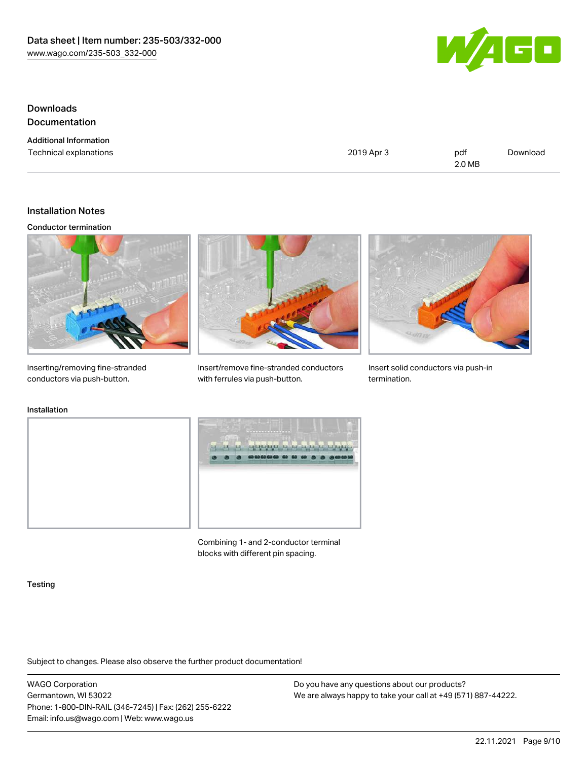## Downloads

### Documentation

**Additional Information**

| Technical explanations | 2019 Apr 3 | pdf 2.0 MB | Download |
| --- | --- | --- | --- |

## Installation Notes

### Conductor termination

Inserting/removing fine-stranded conductors via push-button.

Insert/remove fine-stranded conductors with ferrules via push-button.

Insert solid conductors via push-in termination.

### Installation

Combining 1- and 2-conductor terminal blocks with different pin spacing.

### Testing

Subject to changes. Please also observe the further product documentation!

WAGO Corporation
Germantown, WI 53022
Phone: 1-800-DIN-RAIL (346-7245) | Fax: (262) 255-6222
Email: info.us@wago.com | Web: www.wago.us

Do you have any questions about our products?
We are always happy to take your call at +49 (571) 887-44222.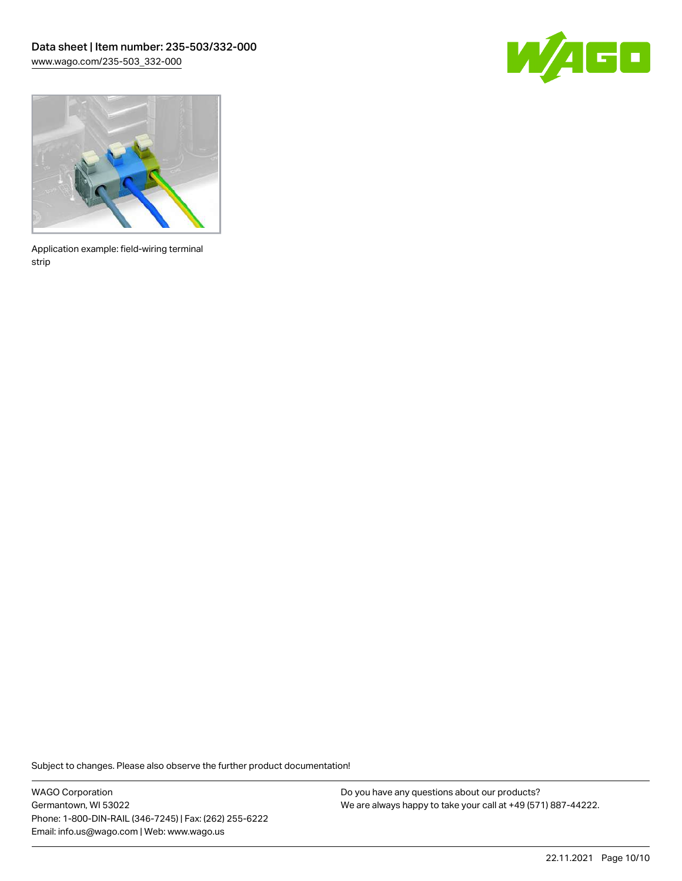Application example: field-wiring terminal strip

Subject to changes. Please also observe the further product documentation!

WAGO Corporation
Germantown, WI 53022
Phone: 1-800-DIN-RAIL (346-7245) | Fax: (262) 255-6222
Email: info.us@wago.com | Web: www.wago.us

Do you have any questions about our products?
We are always happy to take your call at +49 (571) 887-44222.